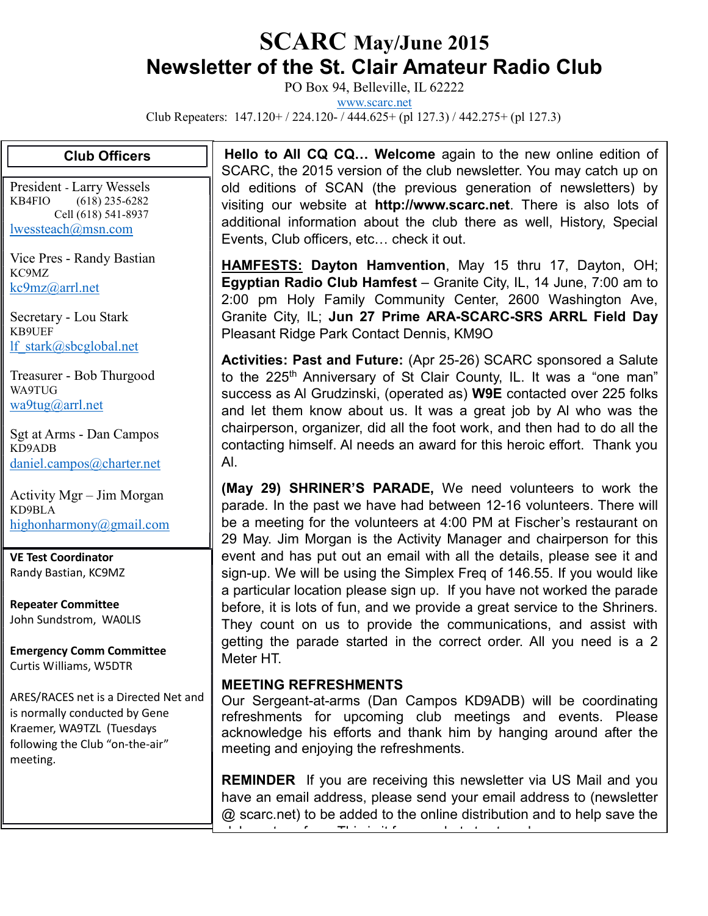# SCARC May/June 2015

## Newsletter of the St. Clair Amateur Radio Club

PO Box 94, Belleville, IL 62222

www.scarc.net

Club Repeaters: 147.120+ / 224.120- / 444.625+ (pl 127.3) / 442.275+ (pl 127.3)

### Club Officers

President - Larry Wessels
KB4FIO (618) 235-6282
Cell (618) 541-8937
lwessteach@msn.com

Vice Pres - Randy Bastian
KC9MZ
kc9mz@arrl.net

Secretary - Lou Stark
KB9UEF
lf_stark@sbcglobal.net

Treasurer - Bob Thurgood
WA9TUG
wa9tug@arrl.net

Sgt at Arms - Dan Campos
KD9ADB
daniel.campos@charter.net

Activity Mgr – Jim Morgan
KD9BLA
highonharmony@gmail.com

**VE Test Coordinator**
Randy Bastian, KC9MZ

**Repeater Committee**
John Sundstrom, WA0LIS

**Emergency Comm Committee**
Curtis Williams, W5DTR

ARES/RACES net is a Directed Net and is normally conducted by Gene Kraemer, WA9TZL (Tuesdays following the Club "on-the-air" meeting.

**Hello to All CQ CQ… Welcome** again to the new online edition of SCARC, the 2015 version of the club newsletter. You may catch up on old editions of SCAN (the previous generation of newsletters) by visiting our website at **http://www.scarc.net**. There is also lots of additional information about the club there as well, History, Special Events, Club officers, etc… check it out.

**HAMFESTS: Dayton Hamvention**, May 15 thru 17, Dayton, OH; **Egyptian Radio Club Hamfest** – Granite City, IL, 14 June, 7:00 am to 2:00 pm Holy Family Community Center, 2600 Washington Ave, Granite City, IL; **Jun 27 Prime ARA-SCARC-SRS ARRL Field Day** Pleasant Ridge Park Contact Dennis, KM9O

**Activities: Past and Future:** (Apr 25-26) SCARC sponsored a Salute to the 225th Anniversary of St Clair County, IL. It was a "one man" success as Al Grudzinski, (operated as) **W9E** contacted over 225 folks and let them know about us. It was a great job by Al who was the chairperson, organizer, did all the foot work, and then had to do all the contacting himself. Al needs an award for this heroic effort. Thank you Al.

**(May 29) SHRINER'S PARADE,** We need volunteers to work the parade. In the past we have had between 12-16 volunteers. There will be a meeting for the volunteers at 4:00 PM at Fischer's restaurant on 29 May. Jim Morgan is the Activity Manager and chairperson for this event and has put out an email with all the details, please see it and sign-up. We will be using the Simplex Freq of 146.55. If you would like a particular location please sign up. If you have not worked the parade before, it is lots of fun, and we provide a great service to the Shriners. They count on us to provide the communications, and assist with getting the parade started in the correct order. All you need is a 2 Meter HT.

### MEETING REFRESHMENTS

Our Sergeant-at-arms (Dan Campos KD9ADB) will be coordinating refreshments for upcoming club meetings and events. Please acknowledge his efforts and thank him by hanging around after the meeting and enjoying the refreshments.

**REMINDER** If you are receiving this newsletter via US Mail and you have an email address, please send your email address to (newsletter @ scarc.net) to be added to the online distribution and to help save the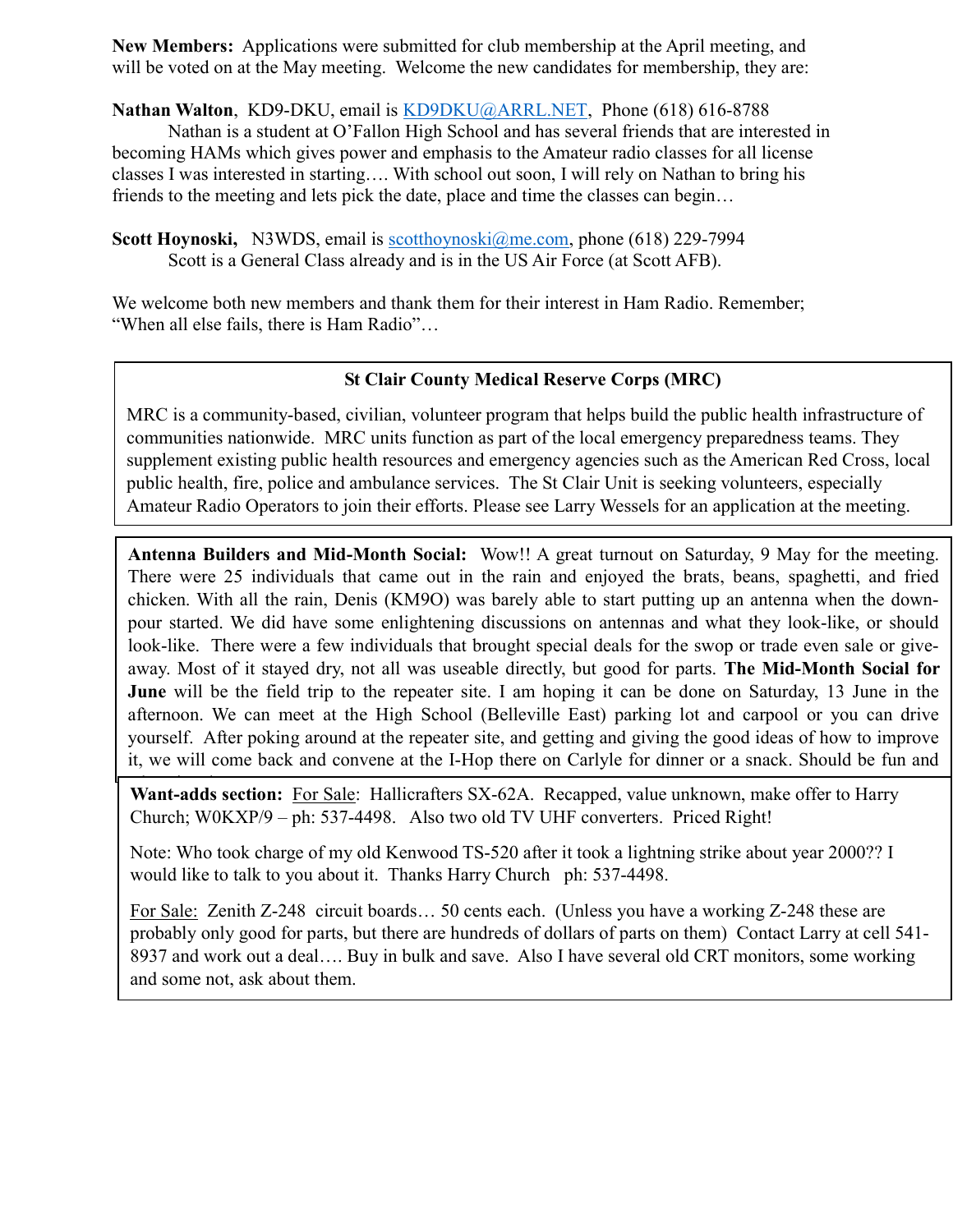**New Members:** Applications were submitted for club membership at the April meeting, and will be voted on at the May meeting. Welcome the new candidates for membership, they are:

**Nathan Walton**, KD9-DKU, email is KD9DKU@ARRL.NET, Phone (618) 616-8788

Nathan is a student at O'Fallon High School and has several friends that are interested in becoming HAMs which gives power and emphasis to the Amateur radio classes for all license classes I was interested in starting…. With school out soon, I will rely on Nathan to bring his friends to the meeting and lets pick the date, place and time the classes can begin…

**Scott Hoynoski,** N3WDS, email is scotthoynoski@me.com, phone (618) 229-7994

Scott is a General Class already and is in the US Air Force (at Scott AFB).

We welcome both new members and thank them for their interest in Ham Radio. Remember; "When all else fails, there is Ham Radio"…

**St Clair County Medical Reserve Corps (MRC)**

MRC is a community-based, civilian, volunteer program that helps build the public health infrastructure of communities nationwide. MRC units function as part of the local emergency preparedness teams. They supplement existing public health resources and emergency agencies such as the American Red Cross, local public health, fire, police and ambulance services. The St Clair Unit is seeking volunteers, especially Amateur Radio Operators to join their efforts. Please see Larry Wessels for an application at the meeting.

**Antenna Builders and Mid-Month Social:** Wow!! A great turnout on Saturday, 9 May for the meeting. There were 25 individuals that came out in the rain and enjoyed the brats, beans, spaghetti, and fried chicken. With all the rain, Denis (KM9O) was barely able to start putting up an antenna when the downpour started. We did have some enlightening discussions on antennas and what they look-like, or should look-like. There were a few individuals that brought special deals for the swop or trade even sale or give-away. Most of it stayed dry, not all was useable directly, but good for parts. **The Mid-Month Social for June** will be the field trip to the repeater site. I am hoping it can be done on Saturday, 13 June in the afternoon. We can meet at the High School (Belleville East) parking lot and carpool or you can drive yourself. After poking around at the repeater site, and getting and giving the good ideas of how to improve it, we will come back and convene at the I-Hop there on Carlyle for dinner or a snack. Should be fun and

**Want-adds section:** For Sale: Hallicrafters SX-62A. Recapped, value unknown, make offer to Harry Church; W0KXP/9 – ph: 537-4498. Also two old TV UHF converters. Priced Right!

Note: Who took charge of my old Kenwood TS-520 after it took a lightning strike about year 2000?? I would like to talk to you about it. Thanks Harry Church ph: 537-4498.

For Sale: Zenith Z-248 circuit boards… 50 cents each. (Unless you have a working Z-248 these are probably only good for parts, but there are hundreds of dollars of parts on them) Contact Larry at cell 541-8937 and work out a deal…. Buy in bulk and save. Also I have several old CRT monitors, some working and some not, ask about them.